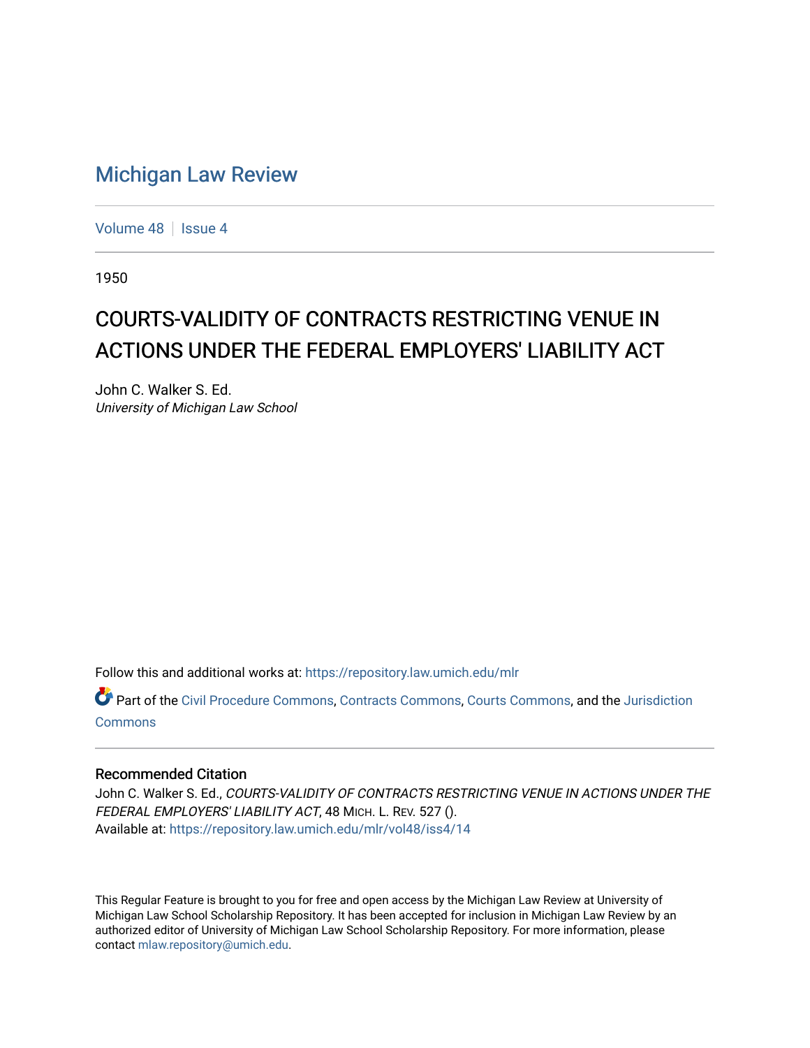# Michigan Law Review

Volume 48 | Issue 4

1950

## COURTS-VALIDITY OF CONTRACTS RESTRICTING VENUE IN ACTIONS UNDER THE FEDERAL EMPLOYERS' LIABILITY ACT

John C. Walker S. Ed.
*University of Michigan Law School*

Follow this and additional works at: https://repository.law.umich.edu/mlr

Part of the Civil Procedure Commons, Contracts Commons, Courts Commons, and the Jurisdiction Commons

### Recommended Citation

John C. Walker S. Ed., *COURTS-VALIDITY OF CONTRACTS RESTRICTING VENUE IN ACTIONS UNDER THE FEDERAL EMPLOYERS' LIABILITY ACT*, 48 MICH. L. REV. 527 ().
Available at: https://repository.law.umich.edu/mlr/vol48/iss4/14

This Regular Feature is brought to you for free and open access by the Michigan Law Review at University of Michigan Law School Scholarship Repository. It has been accepted for inclusion in Michigan Law Review by an authorized editor of University of Michigan Law School Scholarship Repository. For more information, please contact mlaw.repository@umich.edu.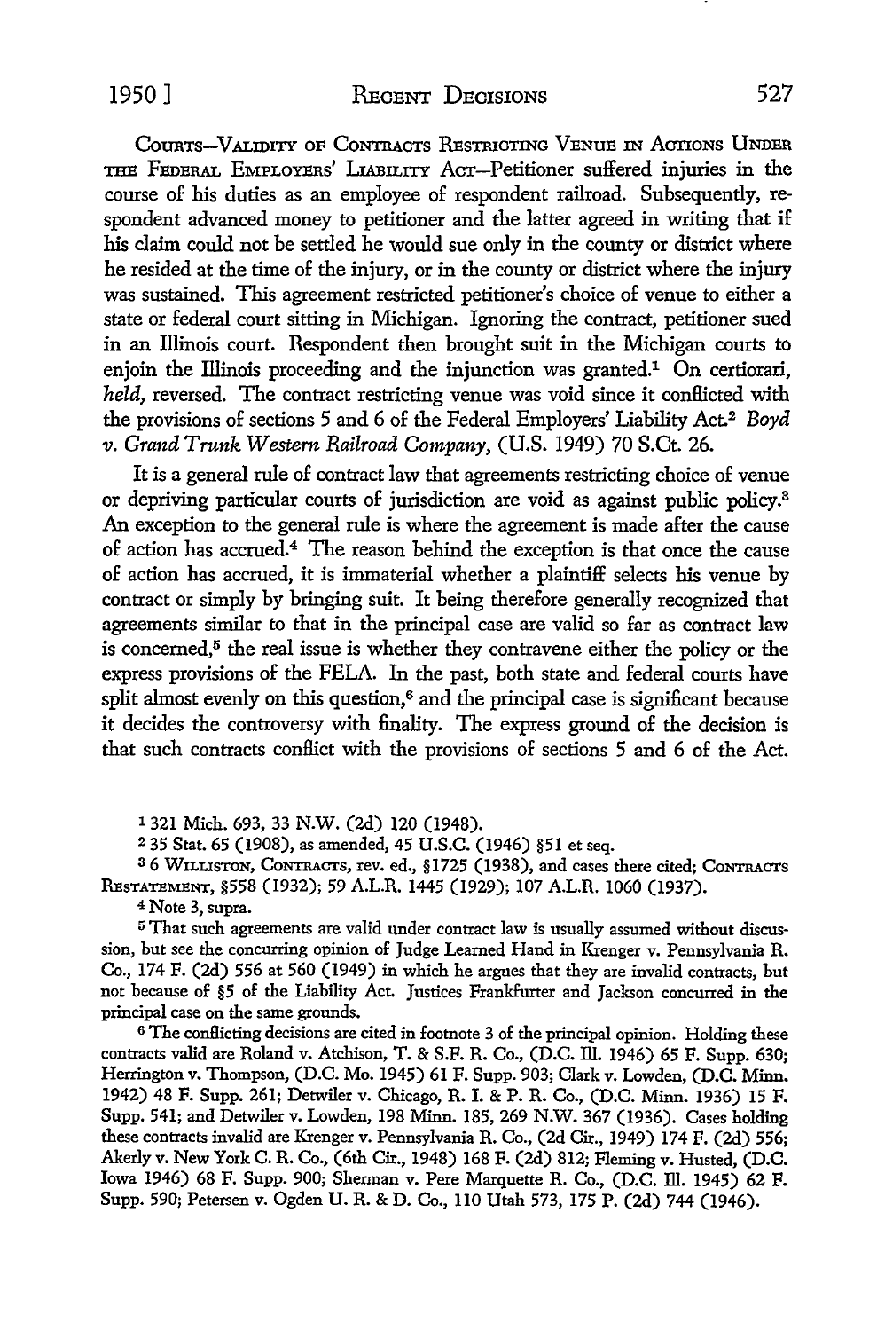COURTS—VALIDITY OF CONTRACTS RESTRICTING VENUE IN ACTIONS UNDER THE FEDERAL EMPLOYERS' LIABILITY ACT—Petitioner suffered injuries in the course of his duties as an employee of respondent railroad. Subsequently, respondent advanced money to petitioner and the latter agreed in writing that if his claim could not be settled he would sue only in the county or district where he resided at the time of the injury, or in the county or district where the injury was sustained. This agreement restricted petitioner's choice of venue to either a state or federal court sitting in Michigan. Ignoring the contract, petitioner sued in an Illinois court. Respondent then brought suit in the Michigan courts to enjoin the Illinois proceeding and the injunction was granted.[1] On certiorari, *held,* reversed. The contract restricting venue was void since it conflicted with the provisions of sections 5 and 6 of the Federal Employers' Liability Act.[2] *Boyd v. Grand Trunk Western Railroad Company,* (U.S. 1949) 70 S.Ct. 26.

It is a general rule of contract law that agreements restricting choice of venue or depriving particular courts of jurisdiction are void as against public policy.[3] An exception to the general rule is where the agreement is made after the cause of action has accrued.[4] The reason behind the exception is that once the cause of action has accrued, it is immaterial whether a plaintiff selects his venue by contract or simply by bringing suit. It being therefore generally recognized that agreements similar to that in the principal case are valid so far as contract law is concerned,[5] the real issue is whether they contravene either the policy or the express provisions of the FELA. In the past, both state and federal courts have split almost evenly on this question,[6] and the principal case is significant because it decides the controversy with finality. The express ground of the decision is that such contracts conflict with the provisions of sections 5 and 6 of the Act.

---

[1] 321 Mich. 693, 33 N.W. (2d) 120 (1948).

[2] 35 Stat. 65 (1908), as amended, 45 U.S.C. (1946) §51 et seq.

[3] 6 WILLISTON, CONTRACTS, rev. ed., §1725 (1938), and cases there cited; CONTRACTS RESTATEMENT, §558 (1932); 59 A.L.R. 1445 (1929); 107 A.L.R. 1060 (1937).

[4] Note 3, supra.

[5] That such agreements are valid under contract law is usually assumed without discussion, but see the concurring opinion of Judge Learned Hand in Krenger v. Pennsylvania R. Co., 174 F. (2d) 556 at 560 (1949) in which he argues that they are invalid contracts, but not because of §5 of the Liability Act. Justices Frankfurter and Jackson concurred in the principal case on the same grounds.

[6] The conflicting decisions are cited in footnote 3 of the principal opinion. Holding these contracts valid are Roland v. Atchison, T. & S.F. R. Co., (D.C. Ill. 1946) 65 F. Supp. 630; Herrington v. Thompson, (D.C. Mo. 1945) 61 F. Supp. 903; Clark v. Lowden, (D.C. Minn. 1942) 48 F. Supp. 261; Detwiler v. Chicago, R. I. & P. R. Co., (D.C. Minn. 1936) 15 F. Supp. 541; and Detwiler v. Lowden, 198 Minn. 185, 269 N.W. 367 (1936). Cases holding these contracts invalid are Krenger v. Pennsylvania R. Co., (2d Cir., 1949) 174 F. (2d) 556; Akerly v. New York C. R. Co., (6th Cir., 1948) 168 F. (2d) 812; Fleming v. Husted, (D.C. Iowa 1946) 68 F. Supp. 900; Sherman v. Pere Marquette R. Co., (D.C. Ill. 1945) 62 F. Supp. 590; Petersen v. Ogden U. R. & D. Co., 110 Utah 573, 175 P. (2d) 744 (1946).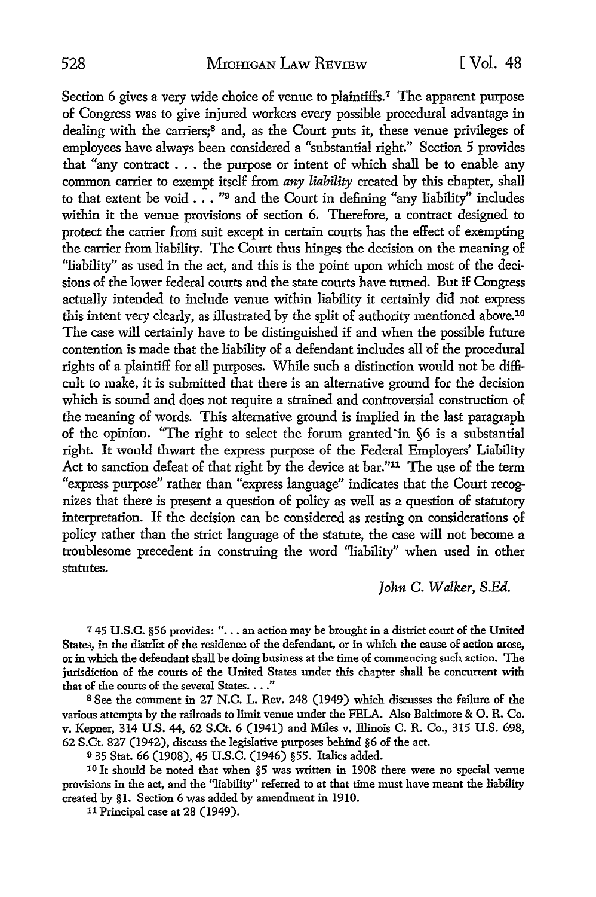Section 6 gives a very wide choice of venue to plaintiffs.[7] The apparent purpose of Congress was to give injured workers every possible procedural advantage in dealing with the carriers;[8] and, as the Court puts it, these venue privileges of employees have always been considered a "substantial right." Section 5 provides that "any contract . . . the purpose or intent of which shall be to enable any common carrier to exempt itself from *any liability* created by this chapter, shall to that extent be void . . . "[9] and the Court in defining "any liability" includes within it the venue provisions of section 6. Therefore, a contract designed to protect the carrier from suit except in certain courts has the effect of exempting the carrier from liability. The Court thus hinges the decision on the meaning of "liability" as used in the act, and this is the point upon which most of the decisions of the lower federal courts and the state courts have turned. But if Congress actually intended to include venue within liability it certainly did not express this intent very clearly, as illustrated by the split of authority mentioned above.[10] The case will certainly have to be distinguished if and when the possible future contention is made that the liability of a defendant includes all of the procedural rights of a plaintiff for all purposes. While such a distinction would not be difficult to make, it is submitted that there is an alternative ground for the decision which is sound and does not require a strained and controversial construction of the meaning of words. This alternative ground is implied in the last paragraph of the opinion. "The right to select the forum granted in §6 is a substantial right. It would thwart the express purpose of the Federal Employers' Liability Act to sanction defeat of that right by the device at bar."[11] The use of the term "express purpose" rather than "express language" indicates that the Court recognizes that there is present a question of policy as well as a question of statutory interpretation. If the decision can be considered as resting on considerations of policy rather than the strict language of the statute, the case will not become a troublesome precedent in construing the word "liability" when used in other statutes.

*John C. Walker, S.Ed.*

[7] 45 U.S.C. §56 provides: ". . . an action may be brought in a district court of the United States, in the district of the residence of the defendant, or in which the cause of action arose, or in which the defendant shall be doing business at the time of commencing such action. The jurisdiction of the courts of the United States under this chapter shall be concurrent with that of the courts of the several States. . . ."

[8] See the comment in 27 N.C. L. Rev. 248 (1949) which discusses the failure of the various attempts by the railroads to limit venue under the FELA. Also Baltimore & O. R. Co. v. Kepner, 314 U.S. 44, 62 S.Ct. 6 (1941) and Miles v. Illinois C. R. Co., 315 U.S. 698, 62 S.Ct. 827 (1942), discuss the legislative purposes behind §6 of the act.

[9] 35 Stat. 66 (1908), 45 U.S.C. (1946) §55. Italics added.

[10] It should be noted that when §5 was written in 1908 there were no special venue provisions in the act, and the "liability" referred to at that time must have meant the liability created by §1. Section 6 was added by amendment in 1910.

[11] Principal case at 28 (1949).